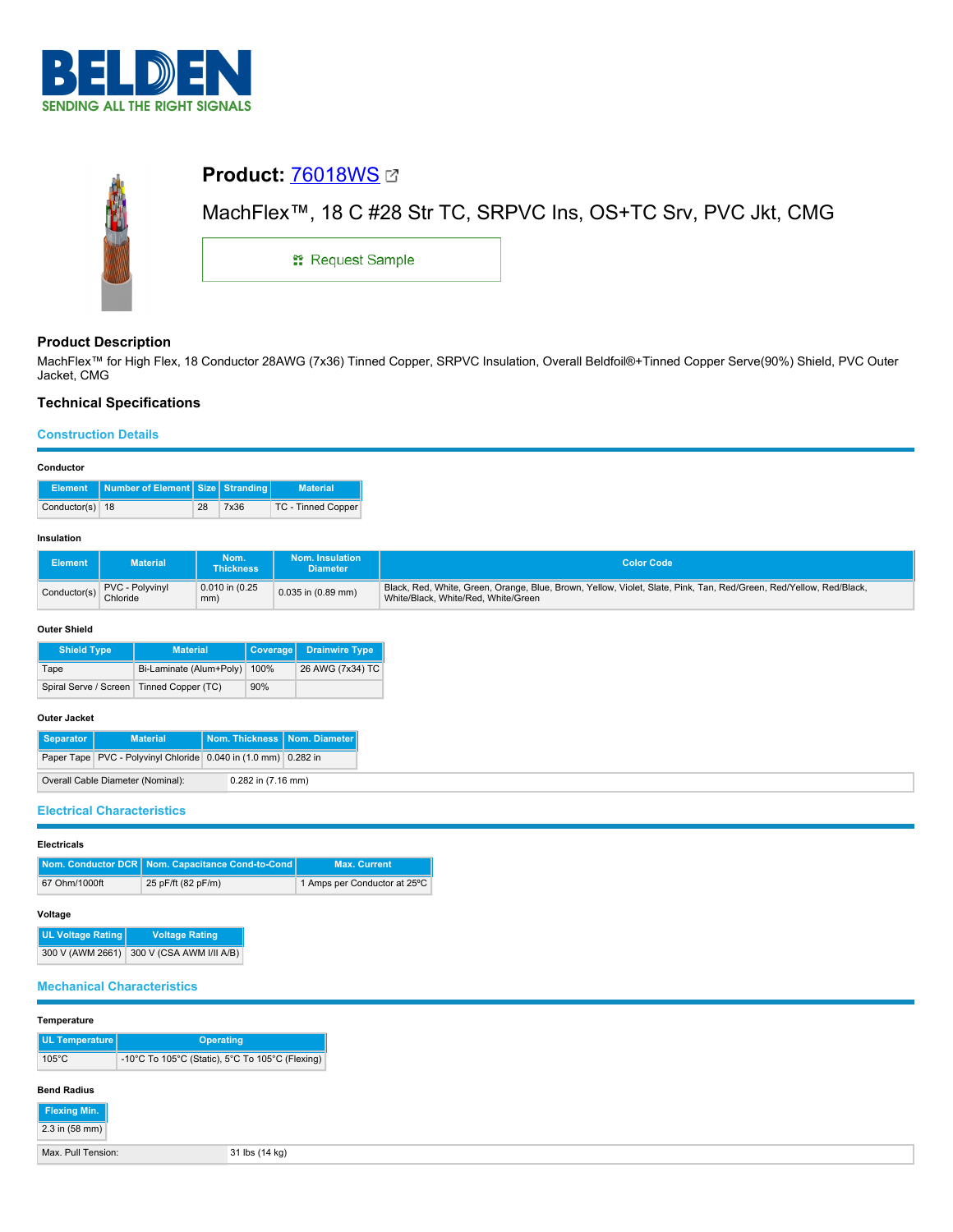# Product: 76018WS

MachFlex™, 18 C #28 Str TC, SRPVC Ins, OS+TC Srv, PVC Jkt, CMG

Request Sample

## Product Description

MachFlex™ for High Flex, 18 Conductor 28AWG (7x36) Tinned Copper, SRPVC Insulation, Overall Beldfoil®+Tinned Copper Serve(90%) Shield, PVC Outer Jacket, CMG

## Technical Specifications

### Construction Details

#### Conductor

| Element | Number of Element | Size | Stranding | Material |
|---|---|---|---|---|
| Conductor(s) | 18 | 28 | 7x36 | TC - Tinned Copper |

#### Insulation

| Element | Material | Nom. Thickness | Nom. Insulation Diameter | Color Code |
|---|---|---|---|---|
| Conductor(s) | PVC - Polyvinyl Chloride | 0.010 in (0.25 mm) | 0.035 in (0.89 mm) | Black, Red, White, Green, Orange, Blue, Brown, Yellow, Violet, Slate, Pink, Tan, Red/Green, Red/Yellow, Red/Black, White/Black, White/Red, White/Green |

#### Outer Shield

| Shield Type | Material | Coverage | Drainwire Type |
|---|---|---|---|
| Tape | Bi-Laminate (Alum+Poly) | 100% | 26 AWG (7x34) TC |
| Spiral Serve / Screen | Tinned Copper (TC) | 90% | |

#### Outer Jacket

| Separator | Material | Nom. Thickness | Nom. Diameter |
|---|---|---|---|
| Paper Tape | PVC - Polyvinyl Chloride | 0.040 in (1.0 mm) | 0.282 in |

| | |
|---|---|
| Overall Cable Diameter (Nominal): | 0.282 in (7.16 mm) |

### Electrical Characteristics

#### Electricals

| Nom. Conductor DCR | Nom. Capacitance Cond-to-Cond | Max. Current |
|---|---|---|
| 67 Ohm/1000ft | 25 pF/ft (82 pF/m) | 1 Amps per Conductor at 25ºC |

#### Voltage

| UL Voltage Rating | Voltage Rating |
|---|---|
| 300 V (AWM 2661) | 300 V (CSA AWM I/II A/B) |

### Mechanical Characteristics

#### Temperature

| UL Temperature | Operating |
|---|---|
| 105°C | -10°C To 105°C (Static), 5°C To 105°C (Flexing) |

#### Bend Radius

| Flexing Min. |
|---|
| 2.3 in (58 mm) |

| | |
|---|---|
| Max. Pull Tension: | 31 lbs (14 kg) |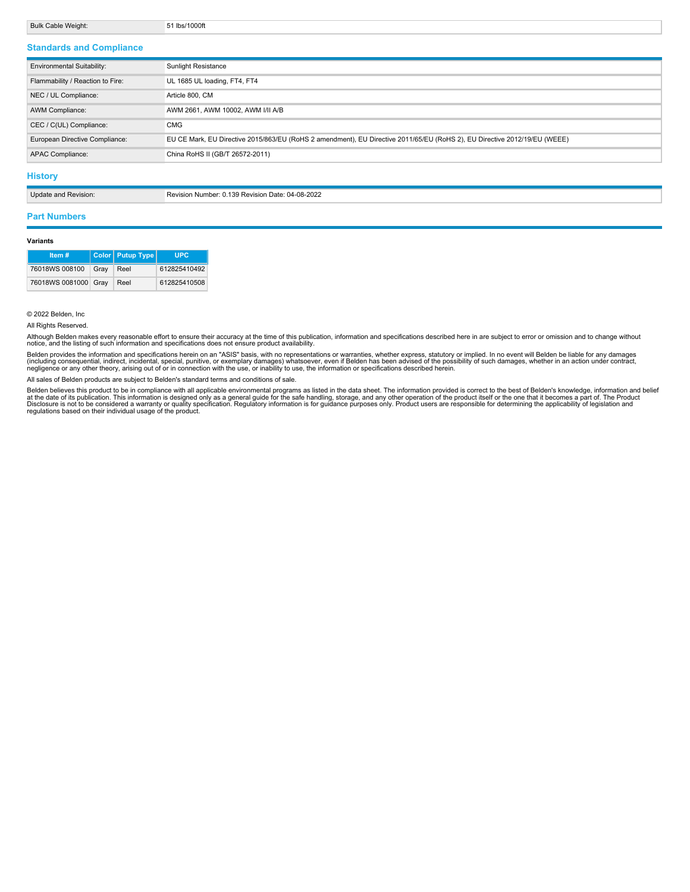| | |
|---|---|
| Bulk Cable Weight: | 51 lbs/1000ft |

## Standards and Compliance

| | |
|---|---|
| Environmental Suitability: | Sunlight Resistance |
| Flammability / Reaction to Fire: | UL 1685 UL loading, FT4, FT4 |
| NEC / UL Compliance: | Article 800, CM |
| AWM Compliance: | AWM 2661, AWM 10002, AWM I/II A/B |
| CEC / C(UL) Compliance: | CMG |
| European Directive Compliance: | EU CE Mark, EU Directive 2015/863/EU (RoHS 2 amendment), EU Directive 2011/65/EU (RoHS 2), EU Directive 2012/19/EU (WEEE) |
| APAC Compliance: | China RoHS II (GB/T 26572-2011) |

## History

| | |
|---|---|
| Update and Revision: | Revision Number: 0.139 Revision Date: 04-08-2022 |

## Part Numbers

**Variants**

| Item # | Color | Putup Type | UPC |
|---|---|---|---|
| 76018WS 008100 | Gray | Reel | 612825410492 |
| 76018WS 0081000 | Gray | Reel | 612825410508 |

© 2022 Belden, Inc

All Rights Reserved.

Although Belden makes every reasonable effort to ensure their accuracy at the time of this publication, information and specifications described here in are subject to error or omission and to change without notice, and the listing of such information and specifications does not ensure product availability.

Belden provides the information and specifications herein on an "ASIS" basis, with no representations or warranties, whether express, statutory or implied. In no event will Belden be liable for any damages (including consequential, indirect, incidental, special, punitive, or exemplary damages) whatsoever, even if Belden has been advised of the possibility of such damages, whether in an action under contract, negligence or any other theory, arising out of or in connection with the use, or inability to use, the information or specifications described herein.

All sales of Belden products are subject to Belden's standard terms and conditions of sale.

Belden believes this product to be in compliance with all applicable environmental programs as listed in the data sheet. The information provided is correct to the best of Belden's knowledge, information and belief at the date of its publication. This information is designed only as a general guide for the safe handling, storage, and any other operation of the product itself or the one that it becomes a part of. The Product Disclosure is not to be considered a warranty or quality specification. Regulatory information is for guidance purposes only. Product users are responsible for determining the applicability of legislation and regulations based on their individual usage of the product.